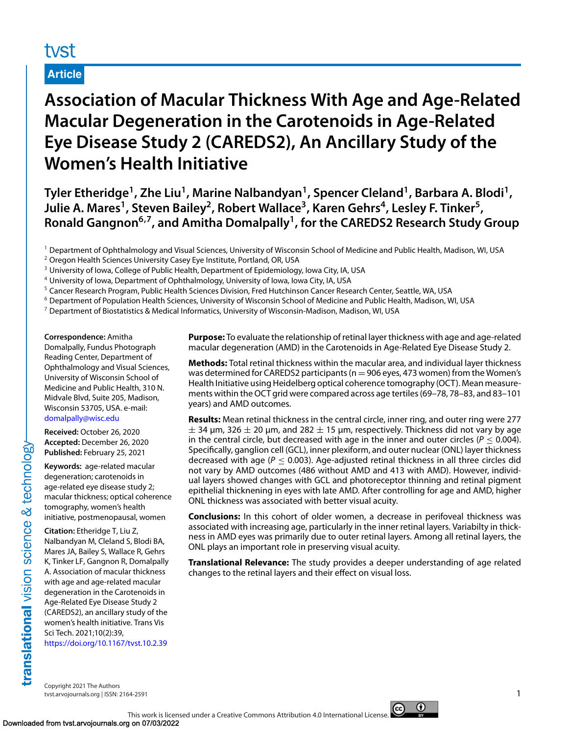tvst

Article

# Association of Macular Thickness With Age and Age-Related Macular Degeneration in the Carotenoids in Age-Related Eye Disease Study 2 (CAREDS2), An Ancillary Study of the Women's Health Initiative

**Tyler Etheridge[1], Zhe Liu[1], Marine Nalbandyan[1], Spencer Cleland[1], Barbara A. Blodi[1], Julie A. Mares[1], Steven Bailey[2], Robert Wallace[3], Karen Gehrs[4], Lesley F. Tinker[5], Ronald Gangnon[6,7], and Amitha Domalpally[1], for the CAREDS2 Research Study Group**

[1] Department of Ophthalmology and Visual Sciences, University of Wisconsin School of Medicine and Public Health, Madison, WI, USA
[2] Oregon Health Sciences University Casey Eye Institute, Portland, OR, USA
[3] University of Iowa, College of Public Health, Department of Epidemiology, Iowa City, IA, USA
[4] University of Iowa, Department of Ophthalmology, University of Iowa, Iowa City, IA, USA
[5] Cancer Research Program, Public Health Sciences Division, Fred Hutchinson Cancer Research Center, Seattle, WA, USA
[6] Department of Population Health Sciences, University of Wisconsin School of Medicine and Public Health, Madison, WI, USA
[7] Department of Biostatistics & Medical Informatics, University of Wisconsin-Madison, Madison, WI, USA

**Correspondence:** Amitha Domalpally, Fundus Photograph Reading Center, Department of Ophthalmology and Visual Sciences, University of Wisconsin School of Medicine and Public Health, 310 N. Midvale Blvd, Suite 205, Madison, Wisconsin 53705, USA. e-mail: domalpally@wisc.edu

**Received:** October 26, 2020
**Accepted:** December 26, 2020
**Published:** February 25, 2021

**Keywords:** age-related macular degeneration; carotenoids in age-related eye disease study 2; macular thickness; optical coherence tomography, women's health initiative, postmenopausal, women

**Citation:** Etheridge T, Liu Z, Nalbandyan M, Cleland S, Blodi BA, Mares JA, Bailey S, Wallace R, Gehrs K, Tinker LF, Gangnon R, Domalpally A. Association of macular thickness with age and age-related macular degeneration in the Carotenoids in Age-Related Eye Disease Study 2 (CAREDS2), an ancillary study of the women's health initiative. Trans Vis Sci Tech. 2021;10(2):39, https://doi.org/10.1167/tvst.10.2.39

**Purpose:** To evaluate the relationship of retinal layer thickness with age and age-related macular degeneration (AMD) in the Carotenoids in Age-Related Eye Disease Study 2.

**Methods:** Total retinal thickness within the macular area, and individual layer thickness was determined for CAREDS2 participants (n = 906 eyes, 473 women) from the Women's Health Initiative using Heidelberg optical coherence tomography (OCT). Mean measurements within the OCT grid were compared across age tertiles (69–78, 78–83, and 83–101 years) and AMD outcomes.

**Results:** Mean retinal thickness in the central circle, inner ring, and outer ring were 277 ± 34 µm, 326 ± 20 µm, and 282 ± 15 µm, respectively. Thickness did not vary by age in the central circle, but decreased with age in the inner and outer circles ($P \leq 0.004$). Specifically, ganglion cell (GCL), inner plexiform, and outer nuclear (ONL) layer thickness decreased with age ($P \leq 0.003$). Age-adjusted retinal thickness in all three circles did not vary by AMD outcomes (486 without AMD and 413 with AMD). However, individual layers showed changes with GCL and photoreceptor thinning and retinal pigment epithelial thickening in eyes with late AMD. After controlling for age and AMD, higher ONL thickness was associated with better visual acuity.

**Conclusions:** In this cohort of older women, a decrease in perifoveal thickness was associated with increasing age, particularly in the inner retinal layers. Variabilty in thickness in AMD eyes was primarily due to outer retinal layers. Among all retinal layers, the ONL plays an important role in preserving visual acuity.

**Translational Relevance:** The study provides a deeper understanding of age related changes to the retinal layers and their effect on visual loss.

Copyright 2021 The Authors
tvst.arvojournals.org | ISSN: 2164-2591

This work is licensed under a Creative Commons Attribution 4.0 International License.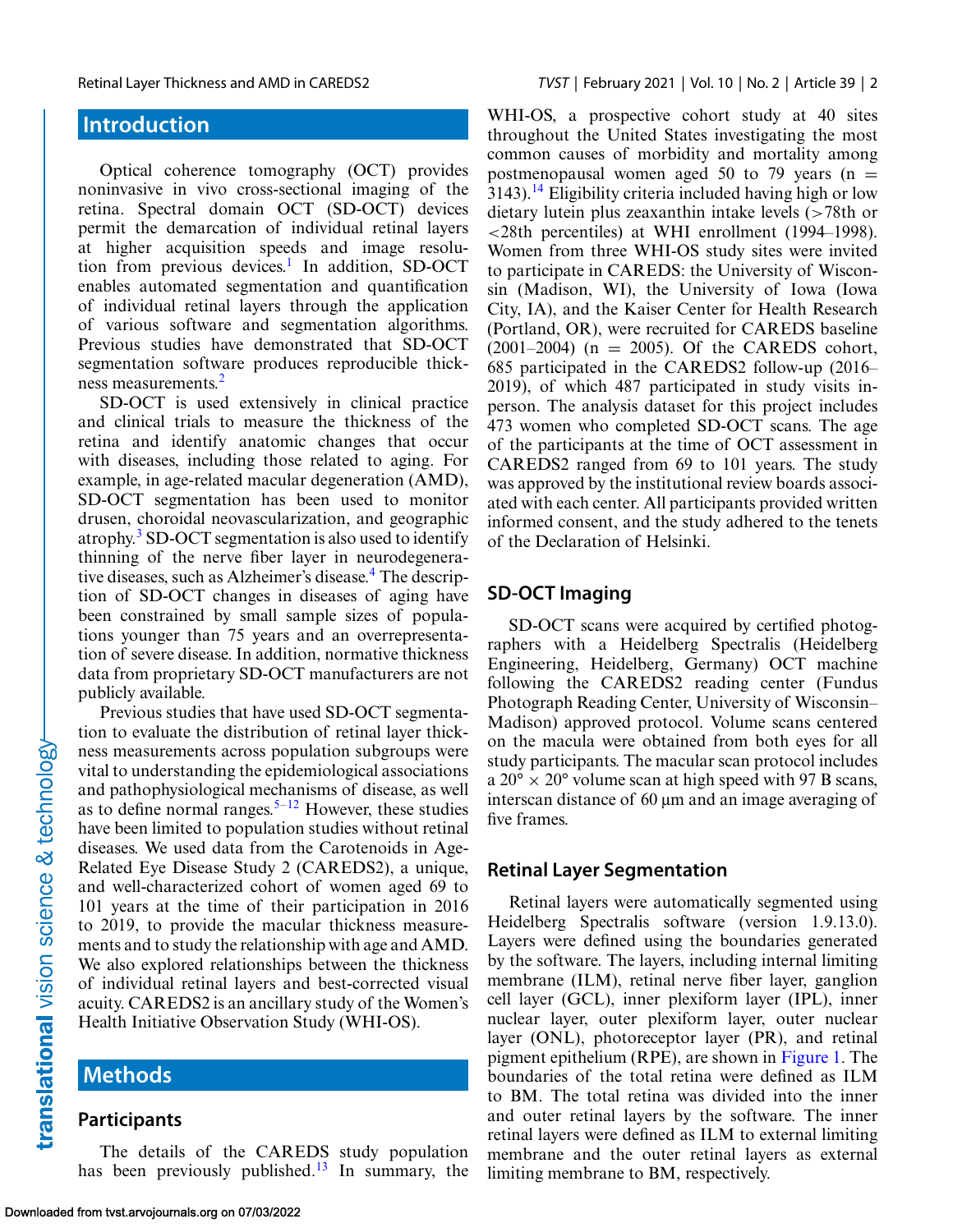## Introduction

Optical coherence tomography (OCT) provides noninvasive in vivo cross-sectional imaging of the retina. Spectral domain OCT (SD-OCT) devices permit the demarcation of individual retinal layers at higher acquisition speeds and image resolution from previous devices.[1] In addition, SD-OCT enables automated segmentation and quantification of individual retinal layers through the application of various software and segmentation algorithms. Previous studies have demonstrated that SD-OCT segmentation software produces reproducible thickness measurements.[2]

SD-OCT is used extensively in clinical practice and clinical trials to measure the thickness of the retina and identify anatomic changes that occur with diseases, including those related to aging. For example, in age-related macular degeneration (AMD), SD-OCT segmentation has been used to monitor drusen, choroidal neovascularization, and geographic atrophy.[3] SD-OCT segmentation is also used to identify thinning of the nerve fiber layer in neurodegenerative diseases, such as Alzheimer's disease.[4] The description of SD-OCT changes in diseases of aging have been constrained by small sample sizes of populations younger than 75 years and an overrepresentation of severe disease. In addition, normative thickness data from proprietary SD-OCT manufacturers are not publicly available.

Previous studies that have used SD-OCT segmentation to evaluate the distribution of retinal layer thickness measurements across population subgroups were vital to understanding the epidemiological associations and pathophysiological mechanisms of disease, as well as to define normal ranges.[5–12] However, these studies have been limited to population studies without retinal diseases. We used data from the Carotenoids in Age-Related Eye Disease Study 2 (CAREDS2), a unique, and well-characterized cohort of women aged 69 to 101 years at the time of their participation in 2016 to 2019, to provide the macular thickness measurements and to study the relationship with age and AMD. We also explored relationships between the thickness of individual retinal layers and best-corrected visual acuity. CAREDS2 is an ancillary study of the Women's Health Initiative Observation Study (WHI-OS).

## Methods

### Participants

The details of the CAREDS study population has been previously published.[13] In summary, the WHI-OS, a prospective cohort study at 40 sites throughout the United States investigating the most common causes of morbidity and mortality among postmenopausal women aged 50 to 79 years (n = 3143).[14] Eligibility criteria included having high or low dietary lutein plus zeaxanthin intake levels (>78th or <28th percentiles) at WHI enrollment (1994–1998). Women from three WHI-OS study sites were invited to participate in CAREDS: the University of Wisconsin (Madison, WI), the University of Iowa (Iowa City, IA), and the Kaiser Center for Health Research (Portland, OR), were recruited for CAREDS baseline (2001–2004) (n = 2005). Of the CAREDS cohort, 685 participated in the CAREDS2 follow-up (2016–2019), of which 487 participated in study visits in-person. The analysis dataset for this project includes 473 women who completed SD-OCT scans. The age of the participants at the time of OCT assessment in CAREDS2 ranged from 69 to 101 years. The study was approved by the institutional review boards associated with each center. All participants provided written informed consent, and the study adhered to the tenets of the Declaration of Helsinki.

### SD-OCT Imaging

SD-OCT scans were acquired by certified photographers with a Heidelberg Spectralis (Heidelberg Engineering, Heidelberg, Germany) OCT machine following the CAREDS2 reading center (Fundus Photograph Reading Center, University of Wisconsin–Madison) approved protocol. Volume scans centered on the macula were obtained from both eyes for all study participants. The macular scan protocol includes a 20° × 20° volume scan at high speed with 97 B scans, interscan distance of 60 µm and an image averaging of five frames.

### Retinal Layer Segmentation

Retinal layers were automatically segmented using Heidelberg Spectralis software (version 1.9.13.0). Layers were defined using the boundaries generated by the software. The layers, including internal limiting membrane (ILM), retinal nerve fiber layer, ganglion cell layer (GCL), inner plexiform layer (IPL), inner nuclear layer, outer plexiform layer, outer nuclear layer (ONL), photoreceptor layer (PR), and retinal pigment epithelium (RPE), are shown in Figure 1. The boundaries of the total retina were defined as ILM to BM. The total retina was divided into the inner and outer retinal layers by the software. The inner retinal layers were defined as ILM to external limiting membrane and the outer retinal layers as external limiting membrane to BM, respectively.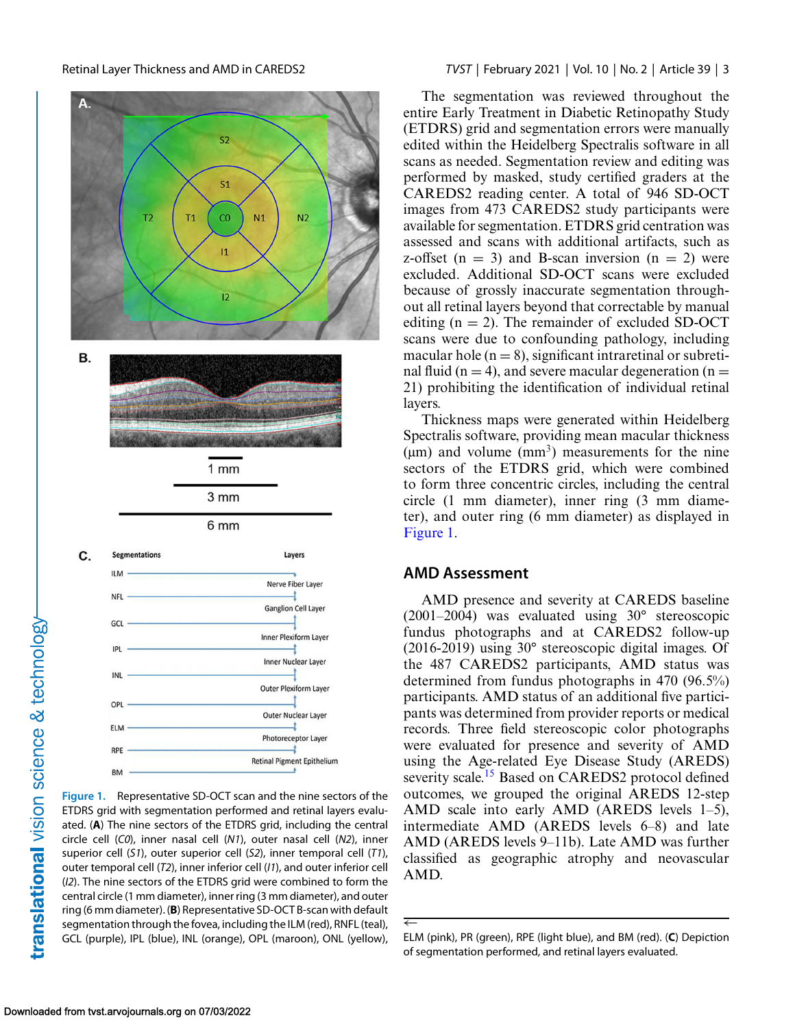The segmentation was reviewed throughout the entire Early Treatment in Diabetic Retinopathy Study (ETDRS) grid and segmentation errors were manually edited within the Heidelberg Spectralis software in all scans as needed. Segmentation review and editing was performed by masked, study certified graders at the CAREDS2 reading center. A total of 946 SD-OCT images from 473 CAREDS2 study participants were available for segmentation. ETDRS grid centration was assessed and scans with additional artifacts, such as z-offset (n = 3) and B-scan inversion (n = 2) were excluded. Additional SD-OCT scans were excluded because of grossly inaccurate segmentation throughout all retinal layers beyond that correctable by manual editing (n = 2). The remainder of excluded SD-OCT scans were due to confounding pathology, including macular hole (n = 8), significant intraretinal or subretinal fluid (n = 4), and severe macular degeneration (n = 21) prohibiting the identification of individual retinal layers.

Thickness maps were generated within Heidelberg Spectralis software, providing mean macular thickness (µm) and volume ($mm^3$) measurements for the nine sectors of the ETDRS grid, which were combined to form three concentric circles, including the central circle (1 mm diameter), inner ring (3 mm diameter), and outer ring (6 mm diameter) as displayed in Figure 1.

## AMD Assessment

AMD presence and severity at CAREDS baseline (2001–2004) was evaluated using 30° stereoscopic fundus photographs and at CAREDS2 follow-up (2016-2019) using 30° stereoscopic digital images. Of the 487 CAREDS2 participants, AMD status was determined from fundus photographs in 470 (96.5%) participants. AMD status of an additional five participants was determined from provider reports or medical records. Three field stereoscopic color photographs were evaluated for presence and severity of AMD using the Age-related Eye Disease Study (AREDS) severity scale.[15] Based on CAREDS2 protocol defined outcomes, we grouped the original AREDS 12-step AMD scale into early AMD (AREDS levels 1–5), intermediate AMD (AREDS levels 6–8) and late AMD (AREDS levels 9–11b). Late AMD was further classified as geographic atrophy and neovascular AMD.

**Figure 1.** Representative SD-OCT scan and the nine sectors of the ETDRS grid with segmentation performed and retinal layers evaluated. (**A**) The nine sectors of the ETDRS grid, including the central circle cell (*C0*), inner nasal cell (*N1*), outer nasal cell (*N2*), inner superior cell (*S1*), outer superior cell (*S2*), inner temporal cell (*T1*), outer temporal cell (*T2*), inner inferior cell (*I1*), and outer inferior cell (*I2*). The nine sectors of the ETDRS grid were combined to form the central circle (1 mm diameter), inner ring (3 mm diameter), and outer ring (6 mm diameter). (**B**) Representative SD-OCT B-scan with default segmentation through the fovea, including the ILM (red), RNFL (teal), GCL (purple), IPL (blue), INL (orange), OPL (maroon), ONL (yellow), ELM (pink), PR (green), RPE (light blue), and BM (red). (**C**) Depiction of segmentation performed, and retinal layers evaluated.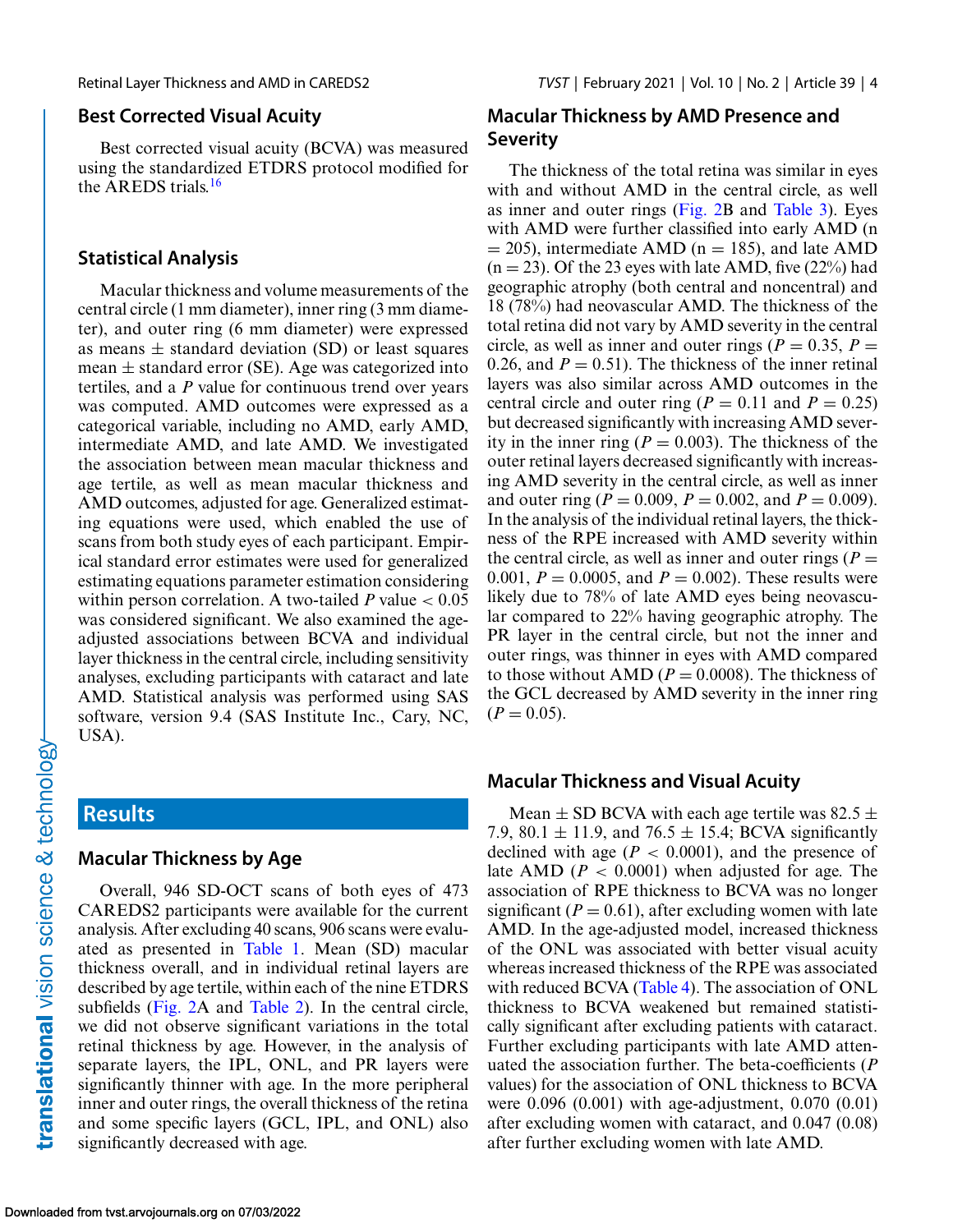## Best Corrected Visual Acuity

Best corrected visual acuity (BCVA) was measured using the standardized ETDRS protocol modified for the AREDS trials.[16]

## Statistical Analysis

Macular thickness and volume measurements of the central circle (1 mm diameter), inner ring (3 mm diameter), and outer ring (6 mm diameter) were expressed as means ± standard deviation (SD) or least squares mean ± standard error (SE). Age was categorized into tertiles, and a $P$ value for continuous trend over years was computed. AMD outcomes were expressed as a categorical variable, including no AMD, early AMD, intermediate AMD, and late AMD. We investigated the association between mean macular thickness and age tertile, as well as mean macular thickness and AMD outcomes, adjusted for age. Generalized estimating equations were used, which enabled the use of scans from both study eyes of each participant. Empirical standard error estimates were used for generalized estimating equations parameter estimation considering within person correlation. A two-tailed $P$ value $< 0.05$ was considered significant. We also examined the age-adjusted associations between BCVA and individual layer thickness in the central circle, including sensitivity analyses, excluding participants with cataract and late AMD. Statistical analysis was performed using SAS software, version 9.4 (SAS Institute Inc., Cary, NC, USA).

# Results

## Macular Thickness by Age

Overall, 946 SD-OCT scans of both eyes of 473 CAREDS2 participants were available for the current analysis. After excluding 40 scans, 906 scans were evaluated as presented in Table 1. Mean (SD) macular thickness overall, and in individual retinal layers are described by age tertile, within each of the nine ETDRS subfields (Fig. 2A and Table 2). In the central circle, we did not observe significant variations in the total retinal thickness by age. However, in the analysis of separate layers, the IPL, ONL, and PR layers were significantly thinner with age. In the more peripheral inner and outer rings, the overall thickness of the retina and some specific layers (GCL, IPL, and ONL) also significantly decreased with age.

## Macular Thickness by AMD Presence and Severity

The thickness of the total retina was similar in eyes with and without AMD in the central circle, as well as inner and outer rings (Fig. 2B and Table 3). Eyes with AMD were further classified into early AMD (n = 205), intermediate AMD (n = 185), and late AMD (n = 23). Of the 23 eyes with late AMD, five (22%) had geographic atrophy (both central and noncentral) and 18 (78%) had neovascular AMD. The thickness of the total retina did not vary by AMD severity in the central circle, as well as inner and outer rings ($P = 0.35$, $P = 0.26$, and $P = 0.51$). The thickness of the inner retinal layers was also similar across AMD outcomes in the central circle and outer ring ($P = 0.11$ and $P = 0.25$) but decreased significantly with increasing AMD severity in the inner ring ($P = 0.003$). The thickness of the outer retinal layers decreased significantly with increasing AMD severity in the central circle, as well as inner and outer ring ($P = 0.009$, $P = 0.002$, and $P = 0.009$). In the analysis of the individual retinal layers, the thickness of the RPE increased with AMD severity within the central circle, as well as inner and outer rings ($P = 0.001$, $P = 0.0005$, and $P = 0.002$). These results were likely due to 78% of late AMD eyes being neovascular compared to 22% having geographic atrophy. The PR layer in the central circle, but not the inner and outer rings, was thinner in eyes with AMD compared to those without AMD ($P = 0.0008$). The thickness of the GCL decreased by AMD severity in the inner ring ($P = 0.05$).

## Macular Thickness and Visual Acuity

Mean ± SD BCVA with each age tertile was 82.5 ± 7.9, 80.1 ± 11.9, and 76.5 ± 15.4; BCVA significantly declined with age ($P < 0.0001$), and the presence of late AMD ($P < 0.0001$) when adjusted for age. The association of RPE thickness to BCVA was no longer significant ($P = 0.61$), after excluding women with late AMD. In the age-adjusted model, increased thickness of the ONL was associated with better visual acuity whereas increased thickness of the RPE was associated with reduced BCVA (Table 4). The association of ONL thickness to BCVA weakened but remained statistically significant after excluding patients with cataract. Further excluding participants with late AMD attenuated the association further. The beta-coefficients ($P$ values) for the association of ONL thickness to BCVA were 0.096 (0.001) with age-adjustment, 0.070 (0.01) after excluding women with cataract, and 0.047 (0.08) after further excluding women with late AMD.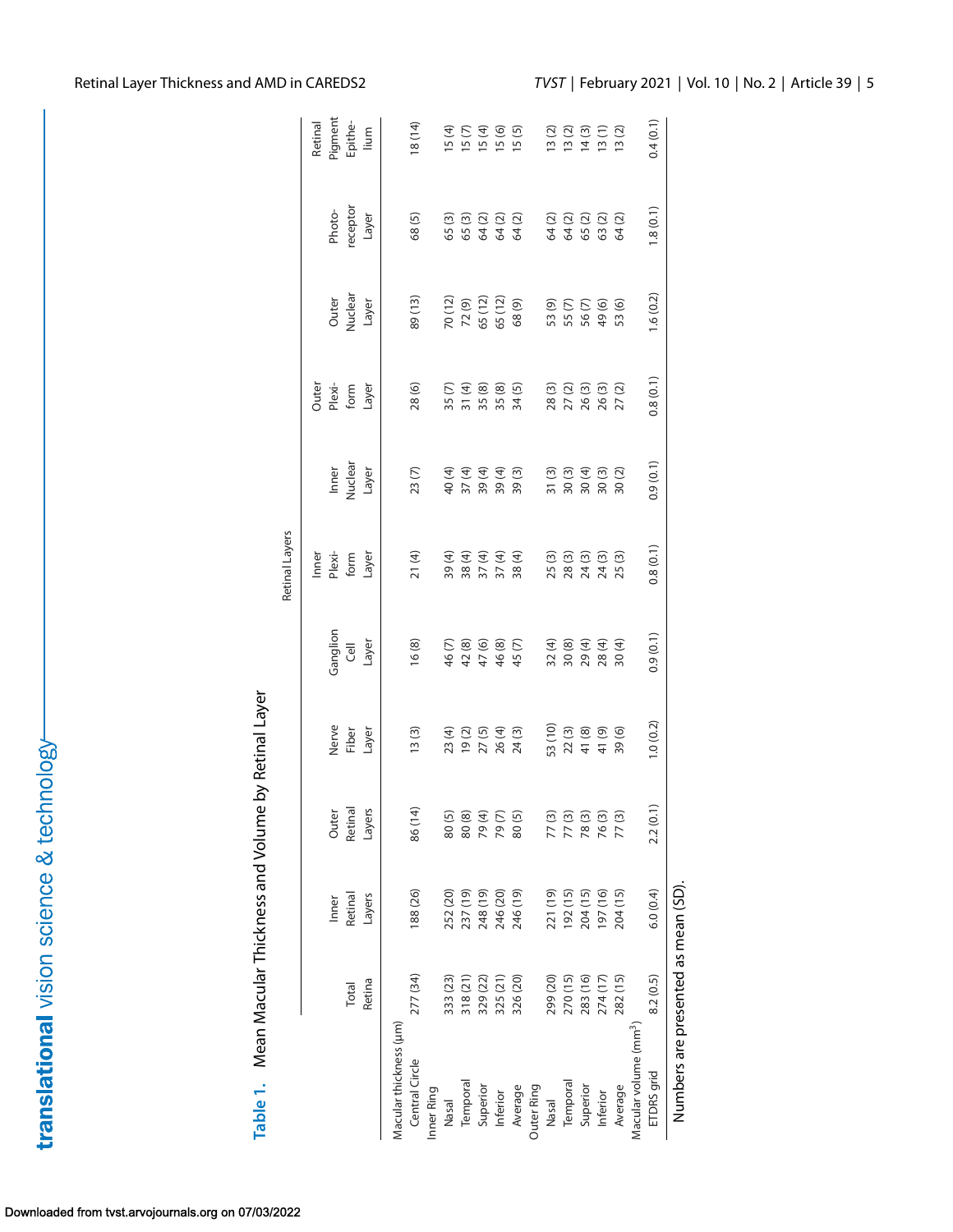**Table 1.** Mean Macular Thickness and Volume by Retinal Layer

| | Total Retina | Inner Retinal Layers | Outer Retinal Layers | Nerve Fiber Layer | Ganglion Cell Layer | Inner Plexiform Layer | Inner Nuclear Layer | Outer Plexiform Layer | Outer Nuclear Layer | Photoreceptor Layer | Retinal Pigment Epithelium |
|---|---|---|---|---|---|---|---|---|---|---|---|
| | | | | Retinal Layers | | | | | | | |
| Macular thickness (μm) | | | | | | | | | | | |
| Central Circle | 277 (34) | 188 (26) | 86 (14) | 13 (3) | 16 (8) | 21 (4) | 23 (7) | 28 (6) | 89 (13) | 68 (5) | 18 (14) |
| Inner Ring | | | | | | | | | | | |
| Nasal | 333 (23) | 252 (20) | 80 (5) | 23 (4) | 46 (7) | 39 (4) | 40 (4) | 35 (7) | 70 (12) | 65 (3) | 15 (4) |
| Temporal | 318 (21) | 237 (19) | 80 (8) | 19 (2) | 42 (8) | 38 (4) | 37 (4) | 31 (4) | 72 (9) | 65 (3) | 15 (7) |
| Superior | 329 (22) | 248 (19) | 79 (4) | 27 (5) | 47 (6) | 37 (4) | 39 (4) | 35 (8) | 65 (12) | 64 (2) | 15 (4) |
| Inferior | 325 (21) | 246 (20) | 79 (7) | 26 (4) | 46 (8) | 37 (4) | 39 (4) | 35 (8) | 65 (12) | 64 (2) | 15 (6) |
| Average | 326 (20) | 246 (19) | 80 (5) | 24 (3) | 45 (7) | 38 (4) | 39 (3) | 34 (5) | 68 (9) | 64 (2) | 15 (5) |
| Outer Ring | | | | | | | | | | | |
| Nasal | 299 (20) | 221 (19) | 77 (3) | 53 (10) | 32 (4) | 25 (3) | 31 (3) | 28 (3) | 53 (9) | 64 (2) | 13 (2) |
| Temporal | 270 (15) | 192 (15) | 77 (3) | 22 (3) | 30 (8) | 28 (3) | 30 (3) | 27 (2) | 55 (7) | 64 (2) | 13 (2) |
| Superior | 283 (16) | 204 (15) | 78 (3) | 41 (8) | 29 (4) | 24 (3) | 30 (4) | 26 (3) | 56 (7) | 65 (2) | 14 (3) |
| Inferior | 274 (17) | 197 (16) | 76 (3) | 41 (9) | 28 (4) | 24 (3) | 30 (3) | 26 (3) | 49 (6) | 63 (2) | 13 (1) |
| Average | 282 (15) | 204 (15) | 77 (3) | 39 (6) | 30 (4) | 25 (3) | 30 (2) | 27 (2) | 53 (6) | 64 (2) | 13 (2) |
| Macular volume ($mm^3$) | | | | | | | | | | | |
| ETDRS grid | 8.2 (0.5) | 6.0 (0.4) | 2.2 (0.1) | 1.0 (0.2) | 0.9 (0.1) | 0.8 (0.1) | 0.9 (0.1) | 0.8 (0.1) | 1.6 (0.2) | 1.8 (0.1) | 0.4 (0.1) |

Numbers are presented as mean (SD).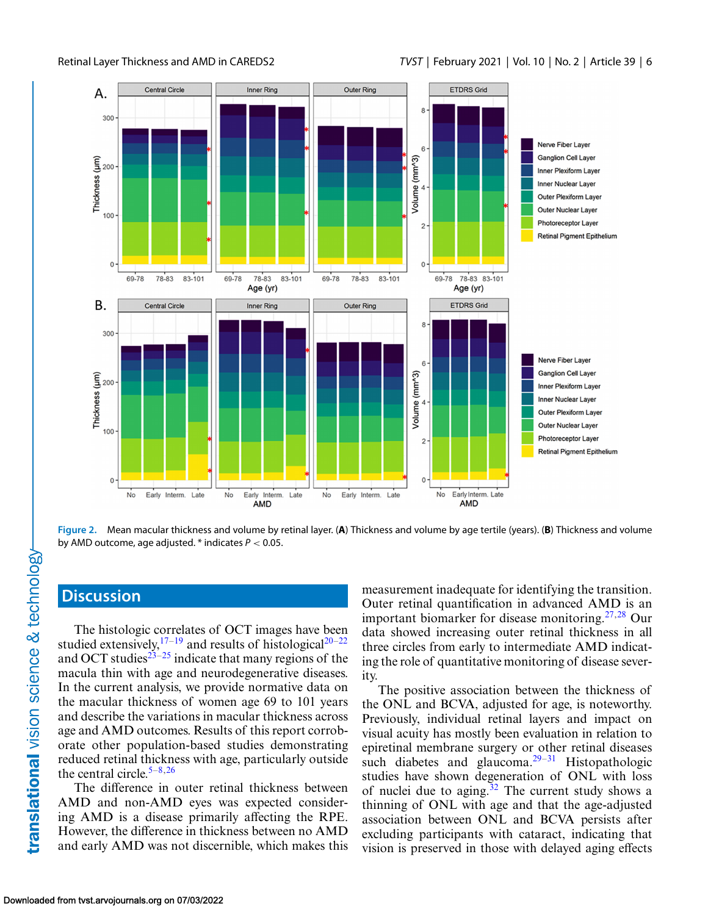Figure 2. Mean macular thickness and volume by retinal layer. (**A**) Thickness and volume by age tertile (years). (**B**) Thickness and volume by AMD outcome, age adjusted. * indicates $P < 0.05$.

## Discussion

The histologic correlates of OCT images have been studied extensively,[17–19] and results of histological[20–22] and OCT studies[23–25] indicate that many regions of the macula thin with age and neurodegenerative diseases. In the current analysis, we provide normative data on the macular thickness of women age 69 to 101 years and describe the variations in macular thickness across age and AMD outcomes. Results of this report corroborate other population-based studies demonstrating reduced retinal thickness with age, particularly outside the central circle.[5–8,26]

The difference in outer retinal thickness between AMD and non-AMD eyes was expected considering AMD is a disease primarily affecting the RPE. However, the difference in thickness between no AMD and early AMD was not discernible, which makes this measurement inadequate for identifying the transition. Outer retinal quantification in advanced AMD is an important biomarker for disease monitoring.[27,28] Our data showed increasing outer retinal thickness in all three circles from early to intermediate AMD indicating the role of quantitative monitoring of disease severity.

The positive association between the thickness of the ONL and BCVA, adjusted for age, is noteworthy. Previously, individual retinal layers and impact on visual acuity has mostly been evaluation in relation to epiretinal membrane surgery or other retinal diseases such diabetes and glaucoma.[29–31] Histopathologic studies have shown degeneration of ONL with loss of nuclei due to aging.[32] The current study shows a thinning of ONL with age and that the age-adjusted association between ONL and BCVA persists after excluding participants with cataract, indicating that vision is preserved in those with delayed aging effects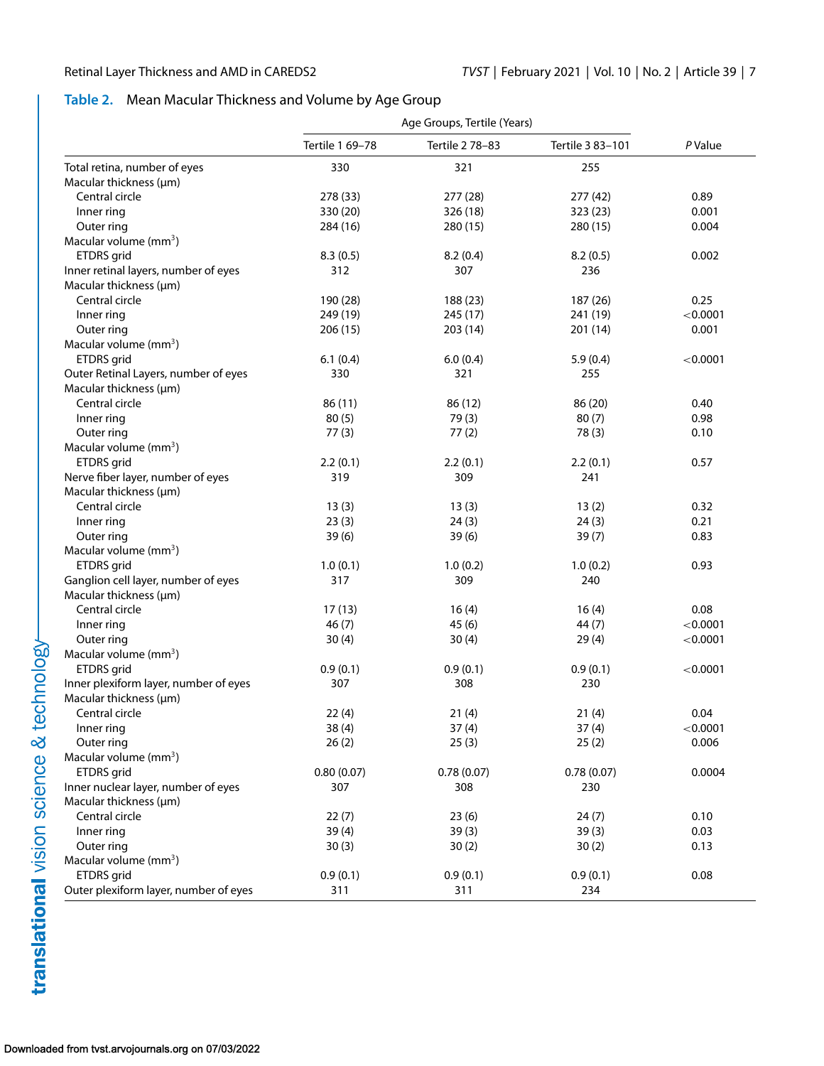**Table 2.** Mean Macular Thickness and Volume by Age Group

| | Age Groups, Tertile (Years) | | | |
|---|---|---|---|---|
| | Tertile 1 69–78 | Tertile 2 78–83 | Tertile 3 83–101 | *P* Value |
| Total retina, number of eyes | 330 | 321 | 255 | |
| Macular thickness (µm) | | | | |
| Central circle | 278 (33) | 277 (28) | 277 (42) | 0.89 |
| Inner ring | 330 (20) | 326 (18) | 323 (23) | 0.001 |
| Outer ring | 284 (16) | 280 (15) | 280 (15) | 0.004 |
| Macular volume ($mm^3$) | | | | |
| ETDRS grid | 8.3 (0.5) | 8.2 (0.4) | 8.2 (0.5) | 0.002 |
| Inner retinal layers, number of eyes | 312 | 307 | 236 | |
| Macular thickness (µm) | | | | |
| Central circle | 190 (28) | 188 (23) | 187 (26) | 0.25 |
| Inner ring | 249 (19) | 245 (17) | 241 (19) | <0.0001 |
| Outer ring | 206 (15) | 203 (14) | 201 (14) | 0.001 |
| Macular volume ($mm^3$) | | | | |
| ETDRS grid | 6.1 (0.4) | 6.0 (0.4) | 5.9 (0.4) | <0.0001 |
| Outer Retinal Layers, number of eyes | 330 | 321 | 255 | |
| Macular thickness (µm) | | | | |
| Central circle | 86 (11) | 86 (12) | 86 (20) | 0.40 |
| Inner ring | 80 (5) | 79 (3) | 80 (7) | 0.98 |
| Outer ring | 77 (3) | 77 (2) | 78 (3) | 0.10 |
| Macular volume ($mm^3$) | | | | |
| ETDRS grid | 2.2 (0.1) | 2.2 (0.1) | 2.2 (0.1) | 0.57 |
| Nerve fiber layer, number of eyes | 319 | 309 | 241 | |
| Macular thickness (µm) | | | | |
| Central circle | 13 (3) | 13 (3) | 13 (2) | 0.32 |
| Inner ring | 23 (3) | 24 (3) | 24 (3) | 0.21 |
| Outer ring | 39 (6) | 39 (6) | 39 (7) | 0.83 |
| Macular volume ($mm^3$) | | | | |
| ETDRS grid | 1.0 (0.1) | 1.0 (0.2) | 1.0 (0.2) | 0.93 |
| Ganglion cell layer, number of eyes | 317 | 309 | 240 | |
| Macular thickness (µm) | | | | |
| Central circle | 17 (13) | 16 (4) | 16 (4) | 0.08 |
| Inner ring | 46 (7) | 45 (6) | 44 (7) | <0.0001 |
| Outer ring | 30 (4) | 30 (4) | 29 (4) | <0.0001 |
| Macular volume ($mm^3$) | | | | |
| ETDRS grid | 0.9 (0.1) | 0.9 (0.1) | 0.9 (0.1) | <0.0001 |
| Inner plexiform layer, number of eyes | 307 | 308 | 230 | |
| Macular thickness (µm) | | | | |
| Central circle | 22 (4) | 21 (4) | 21 (4) | 0.04 |
| Inner ring | 38 (4) | 37 (4) | 37 (4) | <0.0001 |
| Outer ring | 26 (2) | 25 (3) | 25 (2) | 0.006 |
| Macular volume ($mm^3$) | | | | |
| ETDRS grid | 0.80 (0.07) | 0.78 (0.07) | 0.78 (0.07) | 0.0004 |
| Inner nuclear layer, number of eyes | 307 | 308 | 230 | |
| Macular thickness (µm) | | | | |
| Central circle | 22 (7) | 23 (6) | 24 (7) | 0.10 |
| Inner ring | 39 (4) | 39 (3) | 39 (3) | 0.03 |
| Outer ring | 30 (3) | 30 (2) | 30 (2) | 0.13 |
| Macular volume ($mm^3$) | | | | |
| ETDRS grid | 0.9 (0.1) | 0.9 (0.1) | 0.9 (0.1) | 0.08 |
| Outer plexiform layer, number of eyes | 311 | 311 | 234 | |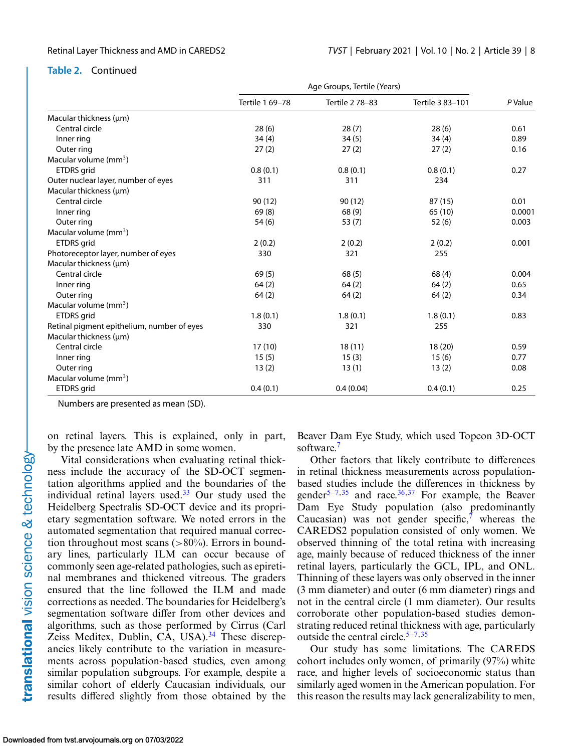**Table 2.** Continued

| | Age Groups, Tertile (Years) | | | |
|---|---|---|---|---|
| | Tertile 1 69–78 | Tertile 2 78–83 | Tertile 3 83–101 | *P* Value |
| Macular thickness (µm) | | | | |
| Central circle | 28 (6) | 28 (7) | 28 (6) | 0.61 |
| Inner ring | 34 (4) | 34 (5) | 34 (4) | 0.89 |
| Outer ring | 27 (2) | 27 (2) | 27 (2) | 0.16 |
| Macular volume (mm$^3$) | | | | |
| ETDRS grid | 0.8 (0.1) | 0.8 (0.1) | 0.8 (0.1) | 0.27 |
| Outer nuclear layer, number of eyes | 311 | 311 | 234 | |
| Macular thickness (µm) | | | | |
| Central circle | 90 (12) | 90 (12) | 87 (15) | 0.01 |
| Inner ring | 69 (8) | 68 (9) | 65 (10) | 0.0001 |
| Outer ring | 54 (6) | 53 (7) | 52 (6) | 0.003 |
| Macular volume (mm$^3$) | | | | |
| ETDRS grid | 2 (0.2) | 2 (0.2) | 2 (0.2) | 0.001 |
| Photoreceptor layer, number of eyes | 330 | 321 | 255 | |
| Macular thickness (µm) | | | | |
| Central circle | 69 (5) | 68 (5) | 68 (4) | 0.004 |
| Inner ring | 64 (2) | 64 (2) | 64 (2) | 0.65 |
| Outer ring | 64 (2) | 64 (2) | 64 (2) | 0.34 |
| Macular volume (mm$^3$) | | | | |
| ETDRS grid | 1.8 (0.1) | 1.8 (0.1) | 1.8 (0.1) | 0.83 |
| Retinal pigment epithelium, number of eyes | 330 | 321 | 255 | |
| Macular thickness (µm) | | | | |
| Central circle | 17 (10) | 18 (11) | 18 (20) | 0.59 |
| Inner ring | 15 (5) | 15 (3) | 15 (6) | 0.77 |
| Outer ring | 13 (2) | 13 (1) | 13 (2) | 0.08 |
| Macular volume (mm$^3$) | | | | |
| ETDRS grid | 0.4 (0.1) | 0.4 (0.04) | 0.4 (0.1) | 0.25 |

Numbers are presented as mean (SD).

on retinal layers. This is explained, only in part, by the presence late AMD in some women.

Vital considerations when evaluating retinal thickness include the accuracy of the SD-OCT segmentation algorithms applied and the boundaries of the individual retinal layers used.[33] Our study used the Heidelberg Spectralis SD-OCT device and its proprietary segmentation software. We noted errors in the automated segmentation that required manual correction throughout most scans (>80%). Errors in boundary lines, particularly ILM can occur because of commonly seen age-related pathologies, such as epiretinal membranes and thickened vitreous. The graders ensured that the line followed the ILM and made corrections as needed. The boundaries for Heidelberg's segmentation software differ from other devices and algorithms, such as those performed by Cirrus (Carl Zeiss Meditex, Dublin, CA, USA).[34] These discrepancies likely contribute to the variation in measurements across population-based studies, even among similar population subgroups. For example, despite a similar cohort of elderly Caucasian individuals, our results differed slightly from those obtained by the Beaver Dam Eye Study, which used Topcon 3D-OCT software.[7]

Other factors that likely contribute to differences in retinal thickness measurements across population-based studies include the differences in thickness by gender[5–7,35] and race.[36,37] For example, the Beaver Dam Eye Study population (also predominantly Caucasian) was not gender specific,[7] whereas the CAREDS2 population consisted of only women. We observed thinning of the total retina with increasing age, mainly because of reduced thickness of the inner retinal layers, particularly the GCL, IPL, and ONL. Thinning of these layers was only observed in the inner (3 mm diameter) and outer (6 mm diameter) rings and not in the central circle (1 mm diameter). Our results corroborate other population-based studies demonstrating reduced retinal thickness with age, particularly outside the central circle.[5–7,35]

Our study has some limitations. The CAREDS cohort includes only women, of primarily (97%) white race, and higher levels of socioeconomic status than similarly aged women in the American population. For this reason the results may lack generalizability to men,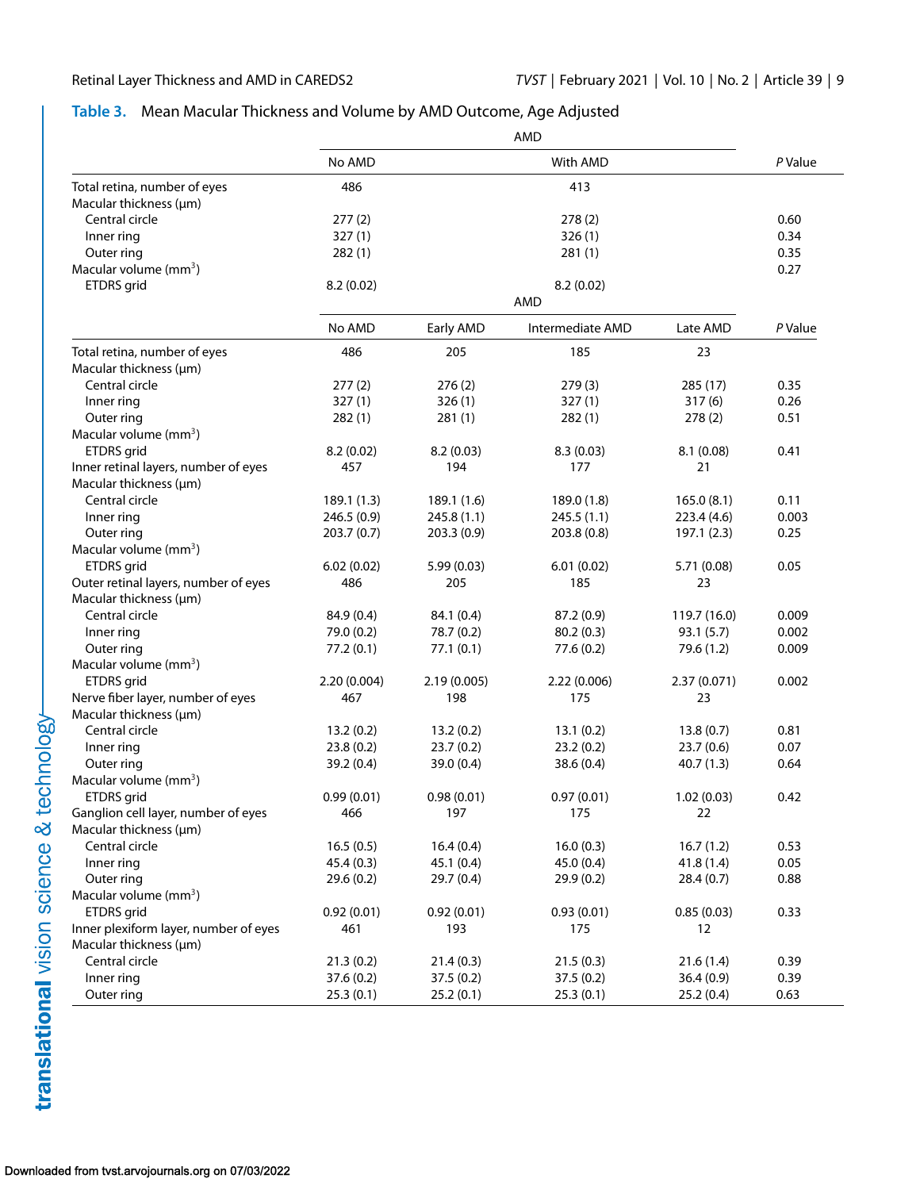**Table 3.** Mean Macular Thickness and Volume by AMD Outcome, Age Adjusted

| | AMD | | *P* Value |
|---|---|---|---|
| | No AMD | With AMD | |
| Total retina, number of eyes | 486 | 413 | |
| Macular thickness (μm) | | | |
| Central circle | 277 (2) | 278 (2) | 0.60 |
| Inner ring | 327 (1) | 326 (1) | 0.34 |
| Outer ring | 282 (1) | 281 (1) | 0.35 |
| Macular volume (mm$^3$) | | | 0.27 |
| ETDRS grid | 8.2 (0.02) | 8.2 (0.02) | |

| | AMD | | | | *P* Value |
|---|---|---|---|---|---|
| | No AMD | Early AMD | Intermediate AMD | Late AMD | |
| Total retina, number of eyes | 486 | 205 | 185 | 23 | |
| Macular thickness (μm) | | | | | |
| Central circle | 277 (2) | 276 (2) | 279 (3) | 285 (17) | 0.35 |
| Inner ring | 327 (1) | 326 (1) | 327 (1) | 317 (6) | 0.26 |
| Outer ring | 282 (1) | 281 (1) | 282 (1) | 278 (2) | 0.51 |
| Macular volume (mm$^3$) | | | | | |
| ETDRS grid | 8.2 (0.02) | 8.2 (0.03) | 8.3 (0.03) | 8.1 (0.08) | 0.41 |
| Inner retinal layers, number of eyes | 457 | 194 | 177 | 21 | |
| Macular thickness (μm) | | | | | |
| Central circle | 189.1 (1.3) | 189.1 (1.6) | 189.0 (1.8) | 165.0 (8.1) | 0.11 |
| Inner ring | 246.5 (0.9) | 245.8 (1.1) | 245.5 (1.1) | 223.4 (4.6) | 0.003 |
| Outer ring | 203.7 (0.7) | 203.3 (0.9) | 203.8 (0.8) | 197.1 (2.3) | 0.25 |
| Macular volume (mm$^3$) | | | | | |
| ETDRS grid | 6.02 (0.02) | 5.99 (0.03) | 6.01 (0.02) | 5.71 (0.08) | 0.05 |
| Outer retinal layers, number of eyes | 486 | 205 | 185 | 23 | |
| Macular thickness (μm) | | | | | |
| Central circle | 84.9 (0.4) | 84.1 (0.4) | 87.2 (0.9) | 119.7 (16.0) | 0.009 |
| Inner ring | 79.0 (0.2) | 78.7 (0.2) | 80.2 (0.3) | 93.1 (5.7) | 0.002 |
| Outer ring | 77.2 (0.1) | 77.1 (0.1) | 77.6 (0.2) | 79.6 (1.2) | 0.009 |
| Macular volume (mm$^3$) | | | | | |
| ETDRS grid | 2.20 (0.004) | 2.19 (0.005) | 2.22 (0.006) | 2.37 (0.071) | 0.002 |
| Nerve fiber layer, number of eyes | 467 | 198 | 175 | 23 | |
| Macular thickness (μm) | | | | | |
| Central circle | 13.2 (0.2) | 13.2 (0.2) | 13.1 (0.2) | 13.8 (0.7) | 0.81 |
| Inner ring | 23.8 (0.2) | 23.7 (0.2) | 23.2 (0.2) | 23.7 (0.6) | 0.07 |
| Outer ring | 39.2 (0.4) | 39.0 (0.4) | 38.6 (0.4) | 40.7 (1.3) | 0.64 |
| Macular volume (mm$^3$) | | | | | |
| ETDRS grid | 0.99 (0.01) | 0.98 (0.01) | 0.97 (0.01) | 1.02 (0.03) | 0.42 |
| Ganglion cell layer, number of eyes | 466 | 197 | 175 | 22 | |
| Macular thickness (μm) | | | | | |
| Central circle | 16.5 (0.5) | 16.4 (0.4) | 16.0 (0.3) | 16.7 (1.2) | 0.53 |
| Inner ring | 45.4 (0.3) | 45.1 (0.4) | 45.0 (0.4) | 41.8 (1.4) | 0.05 |
| Outer ring | 29.6 (0.2) | 29.7 (0.4) | 29.9 (0.2) | 28.4 (0.7) | 0.88 |
| Macular volume (mm$^3$) | | | | | |
| ETDRS grid | 0.92 (0.01) | 0.92 (0.01) | 0.93 (0.01) | 0.85 (0.03) | 0.33 |
| Inner plexiform layer, number of eyes | 461 | 193 | 175 | 12 | |
| Macular thickness (μm) | | | | | |
| Central circle | 21.3 (0.2) | 21.4 (0.3) | 21.5 (0.3) | 21.6 (1.4) | 0.39 |
| Inner ring | 37.6 (0.2) | 37.5 (0.2) | 37.5 (0.2) | 36.4 (0.9) | 0.39 |
| Outer ring | 25.3 (0.1) | 25.2 (0.1) | 25.3 (0.1) | 25.2 (0.4) | 0.63 |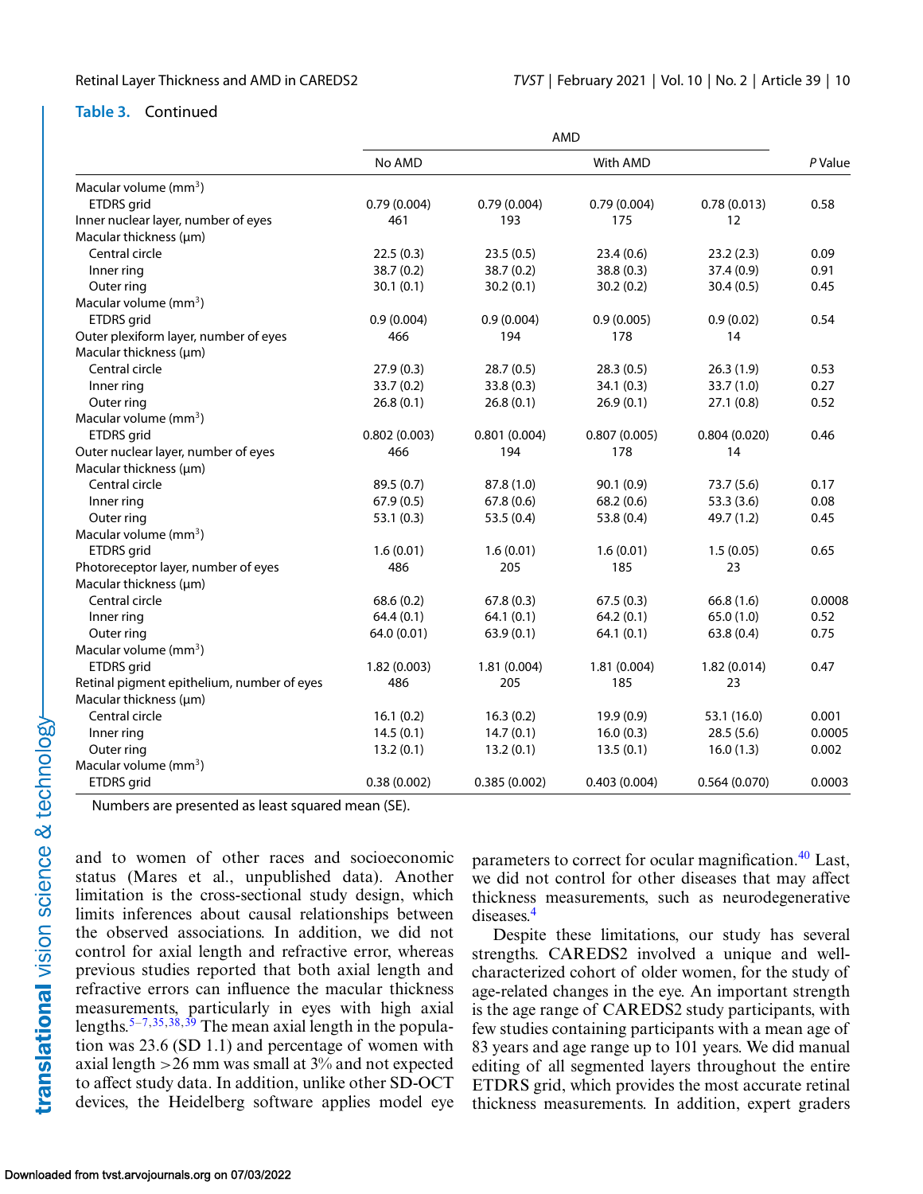**Table 3.** Continued

| | AMD | | | | |
|---|---|---|---|---|---|
| | No AMD | With AMD | | | *P* Value |
| Macular volume (mm$^3$) | | | | | |
| ETDRS grid | 0.79 (0.004) | 0.79 (0.004) | 0.79 (0.004) | 0.78 (0.013) | 0.58 |
| Inner nuclear layer, number of eyes | 461 | 193 | 175 | 12 | |
| Macular thickness (µm) | | | | | |
| Central circle | 22.5 (0.3) | 23.5 (0.5) | 23.4 (0.6) | 23.2 (2.3) | 0.09 |
| Inner ring | 38.7 (0.2) | 38.7 (0.2) | 38.8 (0.3) | 37.4 (0.9) | 0.91 |
| Outer ring | 30.1 (0.1) | 30.2 (0.1) | 30.2 (0.2) | 30.4 (0.5) | 0.45 |
| Macular volume (mm$^3$) | | | | | |
| ETDRS grid | 0.9 (0.004) | 0.9 (0.004) | 0.9 (0.005) | 0.9 (0.02) | 0.54 |
| Outer plexiform layer, number of eyes | 466 | 194 | 178 | 14 | |
| Macular thickness (µm) | | | | | |
| Central circle | 27.9 (0.3) | 28.7 (0.5) | 28.3 (0.5) | 26.3 (1.9) | 0.53 |
| Inner ring | 33.7 (0.2) | 33.8 (0.3) | 34.1 (0.3) | 33.7 (1.0) | 0.27 |
| Outer ring | 26.8 (0.1) | 26.8 (0.1) | 26.9 (0.1) | 27.1 (0.8) | 0.52 |
| Macular volume (mm$^3$) | | | | | |
| ETDRS grid | 0.802 (0.003) | 0.801 (0.004) | 0.807 (0.005) | 0.804 (0.020) | 0.46 |
| Outer nuclear layer, number of eyes | 466 | 194 | 178 | 14 | |
| Macular thickness (µm) | | | | | |
| Central circle | 89.5 (0.7) | 87.8 (1.0) | 90.1 (0.9) | 73.7 (5.6) | 0.17 |
| Inner ring | 67.9 (0.5) | 67.8 (0.6) | 68.2 (0.6) | 53.3 (3.6) | 0.08 |
| Outer ring | 53.1 (0.3) | 53.5 (0.4) | 53.8 (0.4) | 49.7 (1.2) | 0.45 |
| Macular volume (mm$^3$) | | | | | |
| ETDRS grid | 1.6 (0.01) | 1.6 (0.01) | 1.6 (0.01) | 1.5 (0.05) | 0.65 |
| Photoreceptor layer, number of eyes | 486 | 205 | 185 | 23 | |
| Macular thickness (µm) | | | | | |
| Central circle | 68.6 (0.2) | 67.8 (0.3) | 67.5 (0.3) | 66.8 (1.6) | 0.0008 |
| Inner ring | 64.4 (0.1) | 64.1 (0.1) | 64.2 (0.1) | 65.0 (1.0) | 0.52 |
| Outer ring | 64.0 (0.01) | 63.9 (0.1) | 64.1 (0.1) | 63.8 (0.4) | 0.75 |
| Macular volume (mm$^3$) | | | | | |
| ETDRS grid | 1.82 (0.003) | 1.81 (0.004) | 1.81 (0.004) | 1.82 (0.014) | 0.47 |
| Retinal pigment epithelium, number of eyes | 486 | 205 | 185 | 23 | |
| Macular thickness (µm) | | | | | |
| Central circle | 16.1 (0.2) | 16.3 (0.2) | 19.9 (0.9) | 53.1 (16.0) | 0.001 |
| Inner ring | 14.5 (0.1) | 14.7 (0.1) | 16.0 (0.3) | 28.5 (5.6) | 0.0005 |
| Outer ring | 13.2 (0.1) | 13.2 (0.1) | 13.5 (0.1) | 16.0 (1.3) | 0.002 |
| Macular volume (mm$^3$) | | | | | |
| ETDRS grid | 0.38 (0.002) | 0.385 (0.002) | 0.403 (0.004) | 0.564 (0.070) | 0.0003 |

Numbers are presented as least squared mean (SE).

and to women of other races and socioeconomic status (Mares et al., unpublished data). Another limitation is the cross-sectional study design, which limits inferences about causal relationships between the observed associations. In addition, we did not control for axial length and refractive error, whereas previous studies reported that both axial length and refractive errors can influence the macular thickness measurements, particularly in eyes with high axial lengths.[5–7,35,38,39] The mean axial length in the population was 23.6 (SD 1.1) and percentage of women with axial length >26 mm was small at 3% and not expected to affect study data. In addition, unlike other SD-OCT devices, the Heidelberg software applies model eye parameters to correct for ocular magnification.[40] Last, we did not control for other diseases that may affect thickness measurements, such as neurodegenerative diseases.[4]

Despite these limitations, our study has several strengths. CAREDS2 involved a unique and well-characterized cohort of older women, for the study of age-related changes in the eye. An important strength is the age range of CAREDS2 study participants, with few studies containing participants with a mean age of 83 years and age range up to 101 years. We did manual editing of all segmented layers throughout the entire ETDRS grid, which provides the most accurate retinal thickness measurements. In addition, expert graders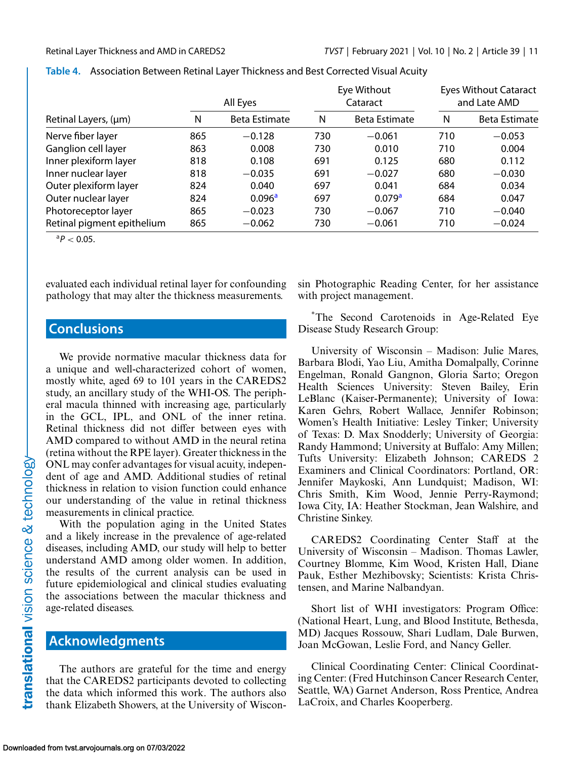**Table 4.** Association Between Retinal Layer Thickness and Best Corrected Visual Acuity

| Retinal Layers, (μm) | All Eyes | | Eye Without Cataract | | Eyes Without Cataract and Late AMD | |
|---|---|---|---|---|---|---|
| | N | Beta Estimate | N | Beta Estimate | N | Beta Estimate |
| Nerve fiber layer | 865 | −0.128 | 730 | −0.061 | 710 | −0.053 |
| Ganglion cell layer | 863 | 0.008 | 730 | 0.010 | 710 | 0.004 |
| Inner plexiform layer | 818 | 0.108 | 691 | 0.125 | 680 | 0.112 |
| Inner nuclear layer | 818 | −0.035 | 691 | −0.027 | 680 | −0.030 |
| Outer plexiform layer | 824 | 0.040 | 697 | 0.041 | 684 | 0.034 |
| Outer nuclear layer | 824 | 0.096[a] | 697 | 0.079[a] | 684 | 0.047 |
| Photoreceptor layer | 865 | −0.023 | 730 | −0.067 | 710 | −0.040 |
| Retinal pigment epithelium | 865 | −0.062 | 730 | −0.061 | 710 | −0.024 |

[a] $P < 0.05$.

evaluated each individual retinal layer for confounding pathology that may alter the thickness measurements.

## Conclusions

We provide normative macular thickness data for a unique and well-characterized cohort of women, mostly white, aged 69 to 101 years in the CAREDS2 study, an ancillary study of the WHI-OS. The peripheral macula thinned with increasing age, particularly in the GCL, IPL, and ONL of the inner retina. Retinal thickness did not differ between eyes with AMD compared to without AMD in the neural retina (retina without the RPE layer). Greater thickness in the ONL may confer advantages for visual acuity, independent of age and AMD. Additional studies of retinal thickness in relation to vision function could enhance our understanding of the value in retinal thickness measurements in clinical practice.

With the population aging in the United States and a likely increase in the prevalence of age-related diseases, including AMD, our study will help to better understand AMD among older women. In addition, the results of the current analysis can be used in future epidemiological and clinical studies evaluating the associations between the macular thickness and age-related diseases.

## Acknowledgments

The authors are grateful for the time and energy that the CAREDS2 participants devoted to collecting the data which informed this work. The authors also thank Elizabeth Showers, at the University of Wisconsin Photographic Reading Center, for her assistance with project management.

*The Second Carotenoids in Age-Related Eye Disease Study Research Group:

University of Wisconsin – Madison: Julie Mares, Barbara Blodi, Yao Liu, Amitha Domalpally, Corinne Engelman, Ronald Gangnon, Gloria Sarto; Oregon Health Sciences University: Steven Bailey, Erin LeBlanc (Kaiser-Permanente); University of Iowa: Karen Gehrs, Robert Wallace, Jennifer Robinson; Women's Health Initiative: Lesley Tinker; University of Texas: D. Max Snodderly; University of Georgia: Randy Hammond; University at Buffalo: Amy Millen; Tufts University: Elizabeth Johnson; CAREDS 2 Examiners and Clinical Coordinators: Portland, OR: Jennifer Maykoski, Ann Lundquist; Madison, WI: Chris Smith, Kim Wood, Jennie Perry-Raymond; Iowa City, IA: Heather Stockman, Jean Walshire, and Christine Sinkey.

CAREDS2 Coordinating Center Staff at the University of Wisconsin – Madison. Thomas Lawler, Courtney Blomme, Kim Wood, Kristen Hall, Diane Pauk, Esther Mezhibovsky; Scientists: Krista Christensen, and Marine Nalbandyan.

Short list of WHI investigators: Program Office: (National Heart, Lung, and Blood Institute, Bethesda, MD) Jacques Rossouw, Shari Ludlam, Dale Burwen, Joan McGowan, Leslie Ford, and Nancy Geller.

Clinical Coordinating Center: Clinical Coordinating Center: (Fred Hutchinson Cancer Research Center, Seattle, WA) Garnet Anderson, Ross Prentice, Andrea LaCroix, and Charles Kooperberg.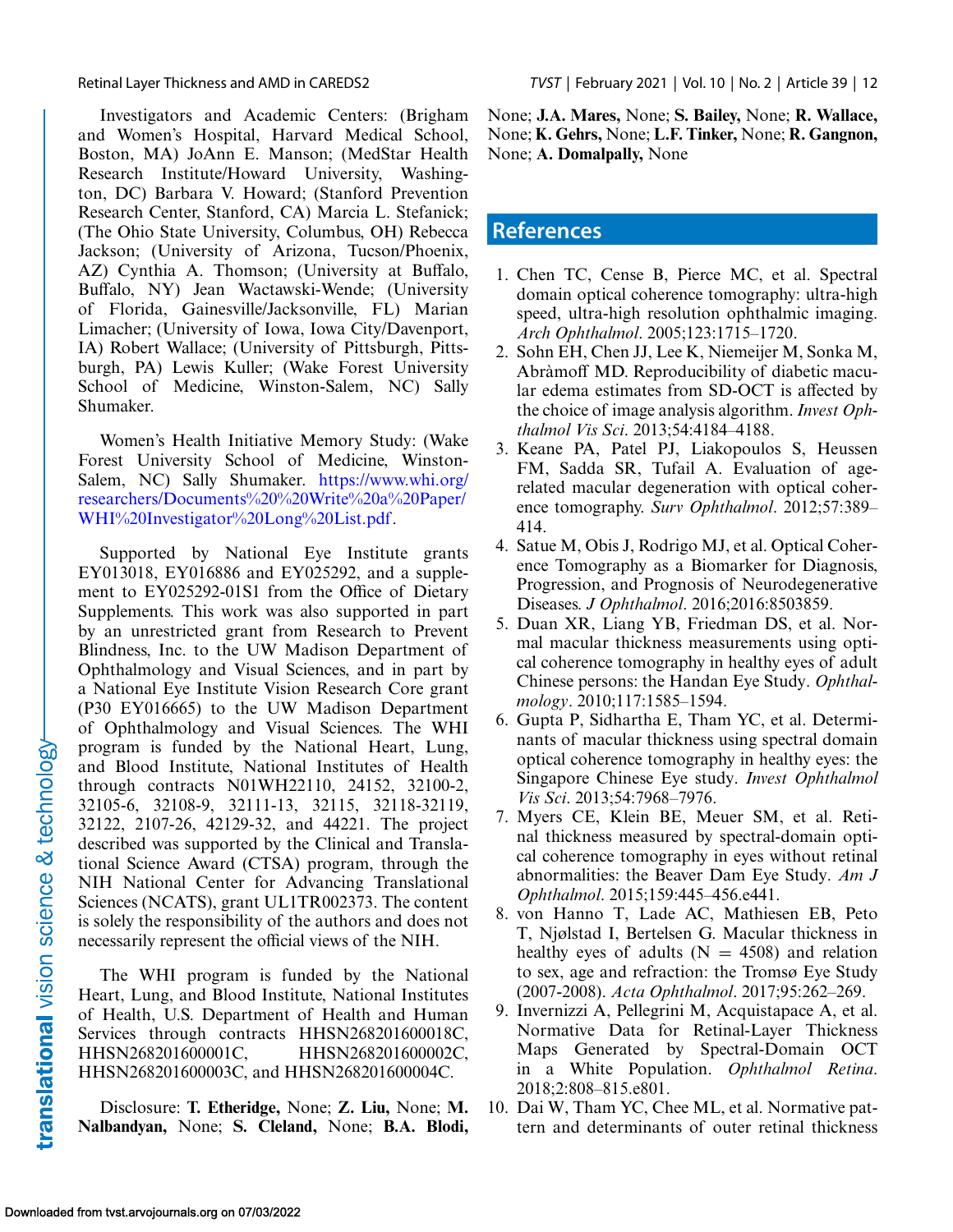Investigators and Academic Centers: (Brigham and Women's Hospital, Harvard Medical School, Boston, MA) JoAnn E. Manson; (MedStar Health Research Institute/Howard University, Washington, DC) Barbara V. Howard; (Stanford Prevention Research Center, Stanford, CA) Marcia L. Stefanick; (The Ohio State University, Columbus, OH) Rebecca Jackson; (University of Arizona, Tucson/Phoenix, AZ) Cynthia A. Thomson; (University at Buffalo, Buffalo, NY) Jean Wactawski-Wende; (University of Florida, Gainesville/Jacksonville, FL) Marian Limacher; (University of Iowa, Iowa City/Davenport, IA) Robert Wallace; (University of Pittsburgh, Pittsburgh, PA) Lewis Kuller; (Wake Forest University School of Medicine, Winston-Salem, NC) Sally Shumaker.

Women's Health Initiative Memory Study: (Wake Forest University School of Medicine, Winston-Salem, NC) Sally Shumaker. https://www.whi.org/researchers/Documents%20%20Write%20a%20Paper/WHI%20Investigator%20Long%20List.pdf.

Supported by National Eye Institute grants EY013018, EY016886 and EY025292, and a supplement to EY025292-01S1 from the Office of Dietary Supplements. This work was also supported in part by an unrestricted grant from Research to Prevent Blindness, Inc. to the UW Madison Department of Ophthalmology and Visual Sciences, and in part by a National Eye Institute Vision Research Core grant (P30 EY016665) to the UW Madison Department of Ophthalmology and Visual Sciences. The WHI program is funded by the National Heart, Lung, and Blood Institute, National Institutes of Health through contracts N01WH22110, 24152, 32100-2, 32105-6, 32108-9, 32111-13, 32115, 32118-32119, 32122, 2107-26, 42129-32, and 44221. The project described was supported by the Clinical and Translational Science Award (CTSA) program, through the NIH National Center for Advancing Translational Sciences (NCATS), grant UL1TR002373. The content is solely the responsibility of the authors and does not necessarily represent the official views of the NIH.

The WHI program is funded by the National Heart, Lung, and Blood Institute, National Institutes of Health, U.S. Department of Health and Human Services through contracts HHSN268201600018C, HHSN268201600001C, HHSN268201600002C, HHSN268201600003C, and HHSN268201600004C.

Disclosure: **T. Etheridge,** None; **Z. Liu,** None; **M. Nalbandyan,** None; **S. Cleland,** None; **B.A. Blodi,** None; **J.A. Mares,** None; **S. Bailey,** None; **R. Wallace,** None; **K. Gehrs,** None; **L.F. Tinker,** None; **R. Gangnon,** None; **A. Domalpally,** None

## References

1. Chen TC, Cense B, Pierce MC, et al. Spectral domain optical coherence tomography: ultra-high speed, ultra-high resolution ophthalmic imaging. *Arch Ophthalmol*. 2005;123:1715–1720.
2. Sohn EH, Chen JJ, Lee K, Niemeijer M, Sonka M, Abràmoff MD. Reproducibility of diabetic macular edema estimates from SD-OCT is affected by the choice of image analysis algorithm. *Invest Ophthalmol Vis Sci*. 2013;54:4184–4188.
3. Keane PA, Patel PJ, Liakopoulos S, Heussen FM, Sadda SR, Tufail A. Evaluation of age-related macular degeneration with optical coherence tomography. *Surv Ophthalmol*. 2012;57:389–414.
4. Satue M, Obis J, Rodrigo MJ, et al. Optical Coherence Tomography as a Biomarker for Diagnosis, Progression, and Prognosis of Neurodegenerative Diseases. *J Ophthalmol*. 2016;2016:8503859.
5. Duan XR, Liang YB, Friedman DS, et al. Normal macular thickness measurements using optical coherence tomography in healthy eyes of adult Chinese persons: the Handan Eye Study. *Ophthalmology*. 2010;117:1585–1594.
6. Gupta P, Sidhartha E, Tham YC, et al. Determinants of macular thickness using spectral domain optical coherence tomography in healthy eyes: the Singapore Chinese Eye study. *Invest Ophthalmol Vis Sci*. 2013;54:7968–7976.
7. Myers CE, Klein BE, Meuer SM, et al. Retinal thickness measured by spectral-domain optical coherence tomography in eyes without retinal abnormalities: the Beaver Dam Eye Study. *Am J Ophthalmol*. 2015;159:445–456.e441.
8. von Hanno T, Lade AC, Mathiesen EB, Peto T, Njølstad I, Bertelsen G. Macular thickness in healthy eyes of adults (N = 4508) and relation to sex, age and refraction: the Tromsø Eye Study (2007-2008). *Acta Ophthalmol*. 2017;95:262–269.
9. Invernizzi A, Pellegrini M, Acquistapace A, et al. Normative Data for Retinal-Layer Thickness Maps Generated by Spectral-Domain OCT in a White Population. *Ophthalmol Retina*. 2018;2:808–815.e801.
10. Dai W, Tham YC, Chee ML, et al. Normative pattern and determinants of outer retinal thickness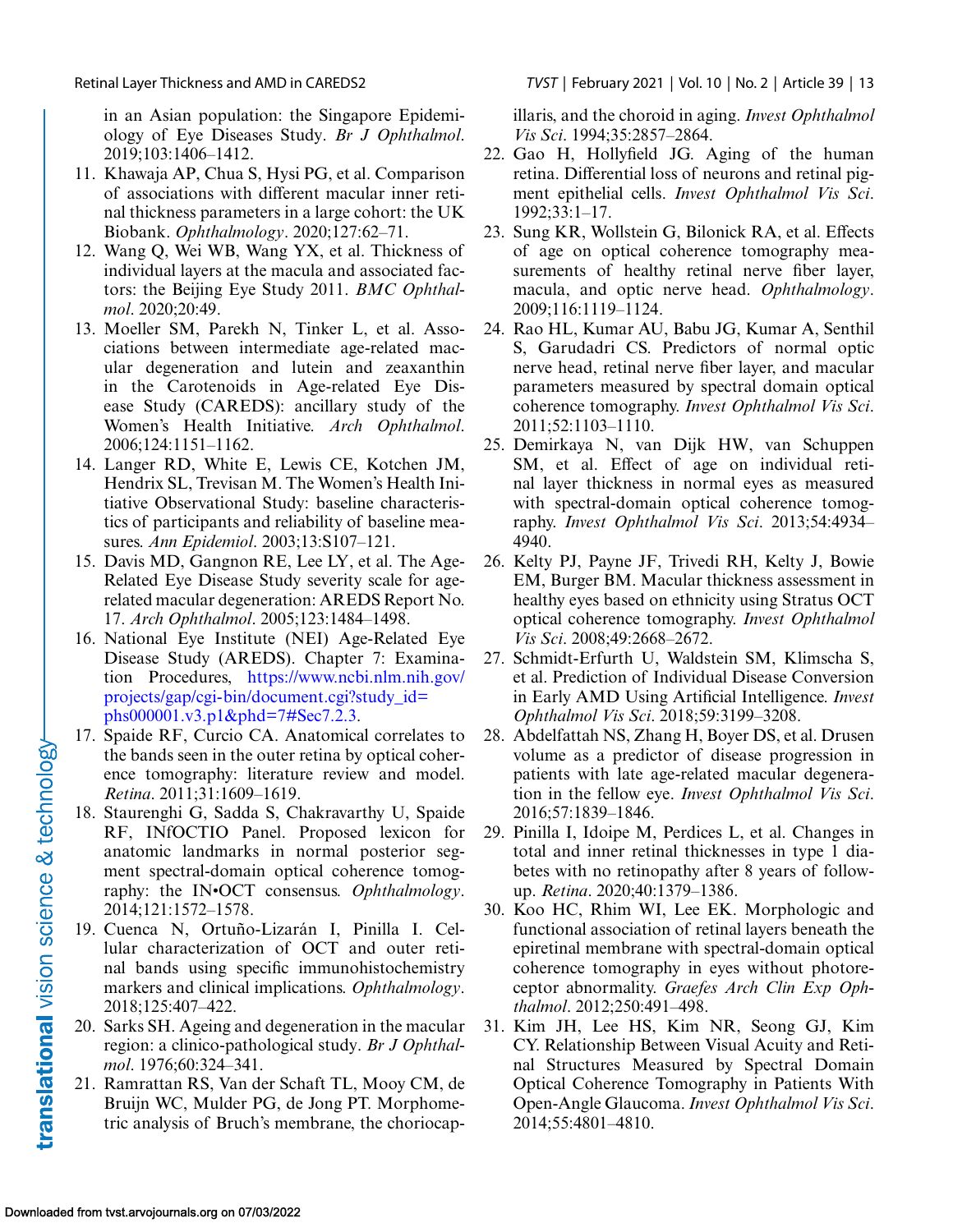in an Asian population: the Singapore Epidemiology of Eye Diseases Study. *Br J Ophthalmol*. 2019;103:1406–1412.

11. Khawaja AP, Chua S, Hysi PG, et al. Comparison of associations with different macular inner retinal thickness parameters in a large cohort: the UK Biobank. *Ophthalmology*. 2020;127:62–71.
12. Wang Q, Wei WB, Wang YX, et al. Thickness of individual layers at the macula and associated factors: the Beijing Eye Study 2011. *BMC Ophthalmol*. 2020;20:49.
13. Moeller SM, Parekh N, Tinker L, et al. Associations between intermediate age-related macular degeneration and lutein and zeaxanthin in the Carotenoids in Age-related Eye Disease Study (CAREDS): ancillary study of the Women's Health Initiative. *Arch Ophthalmol*. 2006;124:1151–1162.
14. Langer RD, White E, Lewis CE, Kotchen JM, Hendrix SL, Trevisan M. The Women's Health Initiative Observational Study: baseline characteristics of participants and reliability of baseline measures. *Ann Epidemiol*. 2003;13:S107–121.
15. Davis MD, Gangnon RE, Lee LY, et al. The Age-Related Eye Disease Study severity scale for age-related macular degeneration: AREDS Report No. 17. *Arch Ophthalmol*. 2005;123:1484–1498.
16. National Eye Institute (NEI) Age-Related Eye Disease Study (AREDS). Chapter 7: Examination Procedures, https://www.ncbi.nlm.nih.gov/projects/gap/cgi-bin/document.cgi?study_id=phs000001.v3.p1&phd=7#Sec7.2.3.
17. Spaide RF, Curcio CA. Anatomical correlates to the bands seen in the outer retina by optical coherence tomography: literature review and model. *Retina*. 2011;31:1609–1619.
18. Staurenghi G, Sadda S, Chakravarthy U, Spaide RF, INfOCTIO Panel. Proposed lexicon for anatomic landmarks in normal posterior segment spectral-domain optical coherence tomography: the IN•OCT consensus. *Ophthalmology*. 2014;121:1572–1578.
19. Cuenca N, Ortuño-Lizarán I, Pinilla I. Cellular characterization of OCT and outer retinal bands using specific immunohistochemistry markers and clinical implications. *Ophthalmology*. 2018;125:407–422.
20. Sarks SH. Ageing and degeneration in the macular region: a clinico-pathological study. *Br J Ophthalmol*. 1976;60:324–341.
21. Ramrattan RS, Van der Schaft TL, Mooy CM, de Bruijn WC, Mulder PG, de Jong PT. Morphometric analysis of Bruch's membrane, the choriocapillaris, and the choroid in aging. *Invest Ophthalmol Vis Sci*. 1994;35:2857–2864.
22. Gao H, Hollyfield JG. Aging of the human retina. Differential loss of neurons and retinal pigment epithelial cells. *Invest Ophthalmol Vis Sci*. 1992;33:1–17.
23. Sung KR, Wollstein G, Bilonick RA, et al. Effects of age on optical coherence tomography measurements of healthy retinal nerve fiber layer, macula, and optic nerve head. *Ophthalmology*. 2009;116:1119–1124.
24. Rao HL, Kumar AU, Babu JG, Kumar A, Senthil S, Garudadri CS. Predictors of normal optic nerve head, retinal nerve fiber layer, and macular parameters measured by spectral domain optical coherence tomography. *Invest Ophthalmol Vis Sci*. 2011;52:1103–1110.
25. Demirkaya N, van Dijk HW, van Schuppen SM, et al. Effect of age on individual retinal layer thickness in normal eyes as measured with spectral-domain optical coherence tomography. *Invest Ophthalmol Vis Sci*. 2013;54:4934–4940.
26. Kelty PJ, Payne JF, Trivedi RH, Kelty J, Bowie EM, Burger BM. Macular thickness assessment in healthy eyes based on ethnicity using Stratus OCT optical coherence tomography. *Invest Ophthalmol Vis Sci*. 2008;49:2668–2672.
27. Schmidt-Erfurth U, Waldstein SM, Klimscha S, et al. Prediction of Individual Disease Conversion in Early AMD Using Artificial Intelligence. *Invest Ophthalmol Vis Sci*. 2018;59:3199–3208.
28. Abdelfattah NS, Zhang H, Boyer DS, et al. Drusen volume as a predictor of disease progression in patients with late age-related macular degeneration in the fellow eye. *Invest Ophthalmol Vis Sci*. 2016;57:1839–1846.
29. Pinilla I, Idoipe M, Perdices L, et al. Changes in total and inner retinal thicknesses in type 1 diabetes with no retinopathy after 8 years of follow-up. *Retina*. 2020;40:1379–1386.
30. Koo HC, Rhim WI, Lee EK. Morphologic and functional association of retinal layers beneath the epiretinal membrane with spectral-domain optical coherence tomography in eyes without photoreceptor abnormality. *Graefes Arch Clin Exp Ophthalmol*. 2012;250:491–498.
31. Kim JH, Lee HS, Kim NR, Seong GJ, Kim CY. Relationship Between Visual Acuity and Retinal Structures Measured by Spectral Domain Optical Coherence Tomography in Patients With Open-Angle Glaucoma. *Invest Ophthalmol Vis Sci*. 2014;55:4801–4810.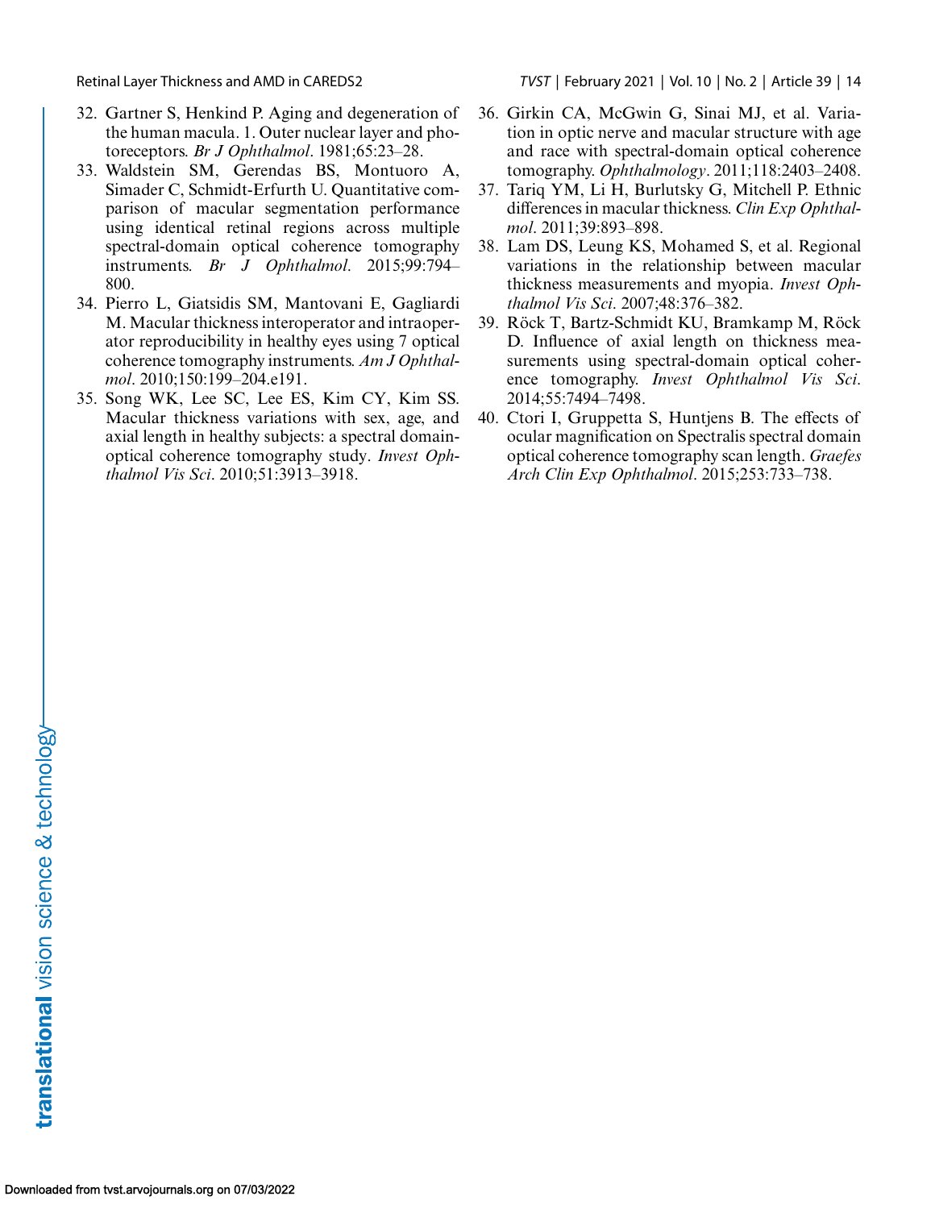32. Gartner S, Henkind P. Aging and degeneration of the human macula. 1. Outer nuclear layer and photoreceptors. *Br J Ophthalmol*. 1981;65:23–28.
33. Waldstein SM, Gerendas BS, Montuoro A, Simader C, Schmidt-Erfurth U. Quantitative comparison of macular segmentation performance using identical retinal regions across multiple spectral-domain optical coherence tomography instruments. *Br J Ophthalmol*. 2015;99:794–800.
34. Pierro L, Giatsidis SM, Mantovani E, Gagliardi M. Macular thickness interoperator and intraoperator reproducibility in healthy eyes using 7 optical coherence tomography instruments. *Am J Ophthalmol*. 2010;150:199–204.e191.
35. Song WK, Lee SC, Lee ES, Kim CY, Kim SS. Macular thickness variations with sex, age, and axial length in healthy subjects: a spectral domain-optical coherence tomography study. *Invest Ophthalmol Vis Sci*. 2010;51:3913–3918.
36. Girkin CA, McGwin G, Sinai MJ, et al. Variation in optic nerve and macular structure with age and race with spectral-domain optical coherence tomography. *Ophthalmology*. 2011;118:2403–2408.
37. Tariq YM, Li H, Burlutsky G, Mitchell P. Ethnic differences in macular thickness. *Clin Exp Ophthalmol*. 2011;39:893–898.
38. Lam DS, Leung KS, Mohamed S, et al. Regional variations in the relationship between macular thickness measurements and myopia. *Invest Ophthalmol Vis Sci*. 2007;48:376–382.
39. Röck T, Bartz-Schmidt KU, Bramkamp M, Röck D. Influence of axial length on thickness measurements using spectral-domain optical coherence tomography. *Invest Ophthalmol Vis Sci*. 2014;55:7494–7498.
40. Ctori I, Gruppetta S, Huntjens B. The effects of ocular magnification on Spectralis spectral domain optical coherence tomography scan length. *Graefes Arch Clin Exp Ophthalmol*. 2015;253:733–738.